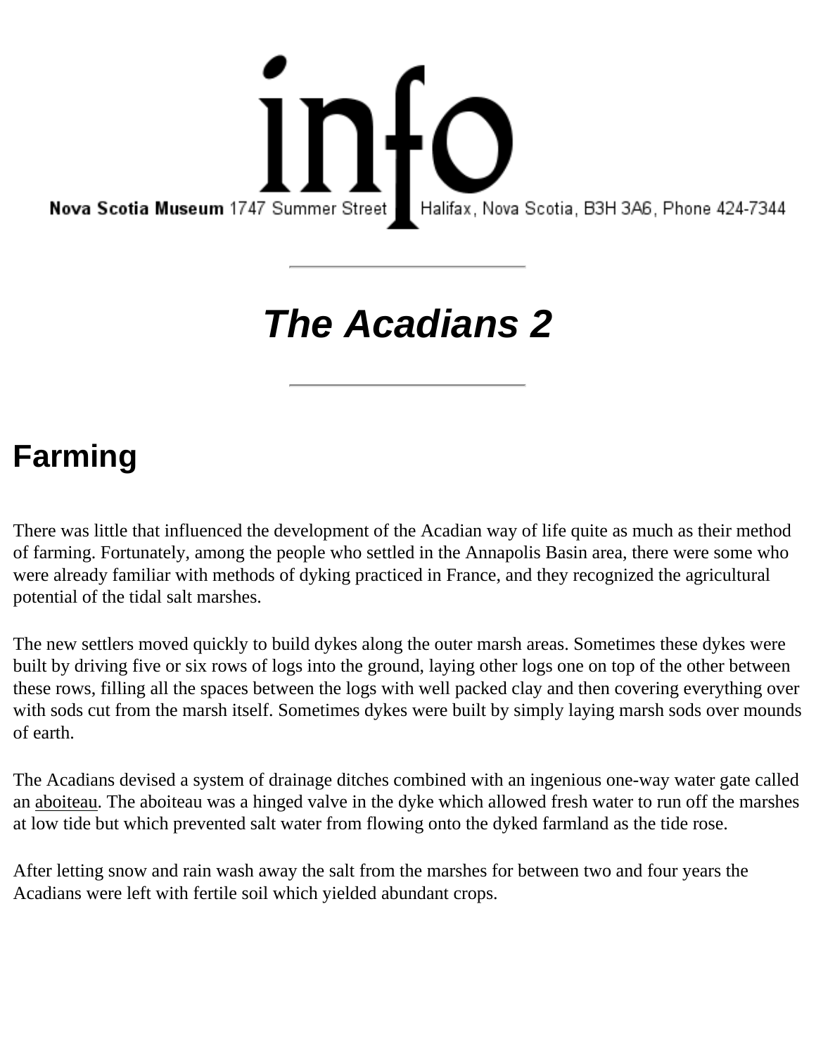info

**Nova Scotia Museum** 1747 Summer Street Halifax, Nova Scotia, B3H 3A6, Phone 424-7344

---

# *The Acadians 2*

---

## Farming

There was little that influenced the development of the Acadian way of life quite as much as their method of farming. Fortunately, among the people who settled in the Annapolis Basin area, there were some who were already familiar with methods of dyking practiced in France, and they recognized the agricultural potential of the tidal salt marshes.

The new settlers moved quickly to build dykes along the outer marsh areas. Sometimes these dykes were built by driving five or six rows of logs into the ground, laying other logs one on top of the other between these rows, filling all the spaces between the logs with well packed clay and then covering everything over with sods cut from the marsh itself. Sometimes dykes were built by simply laying marsh sods over mounds of earth.

The Acadians devised a system of drainage ditches combined with an ingenious one-way water gate called an aboiteau. The aboiteau was a hinged valve in the dyke which allowed fresh water to run off the marshes at low tide but which prevented salt water from flowing onto the dyked farmland as the tide rose.

After letting snow and rain wash away the salt from the marshes for between two and four years the Acadians were left with fertile soil which yielded abundant crops.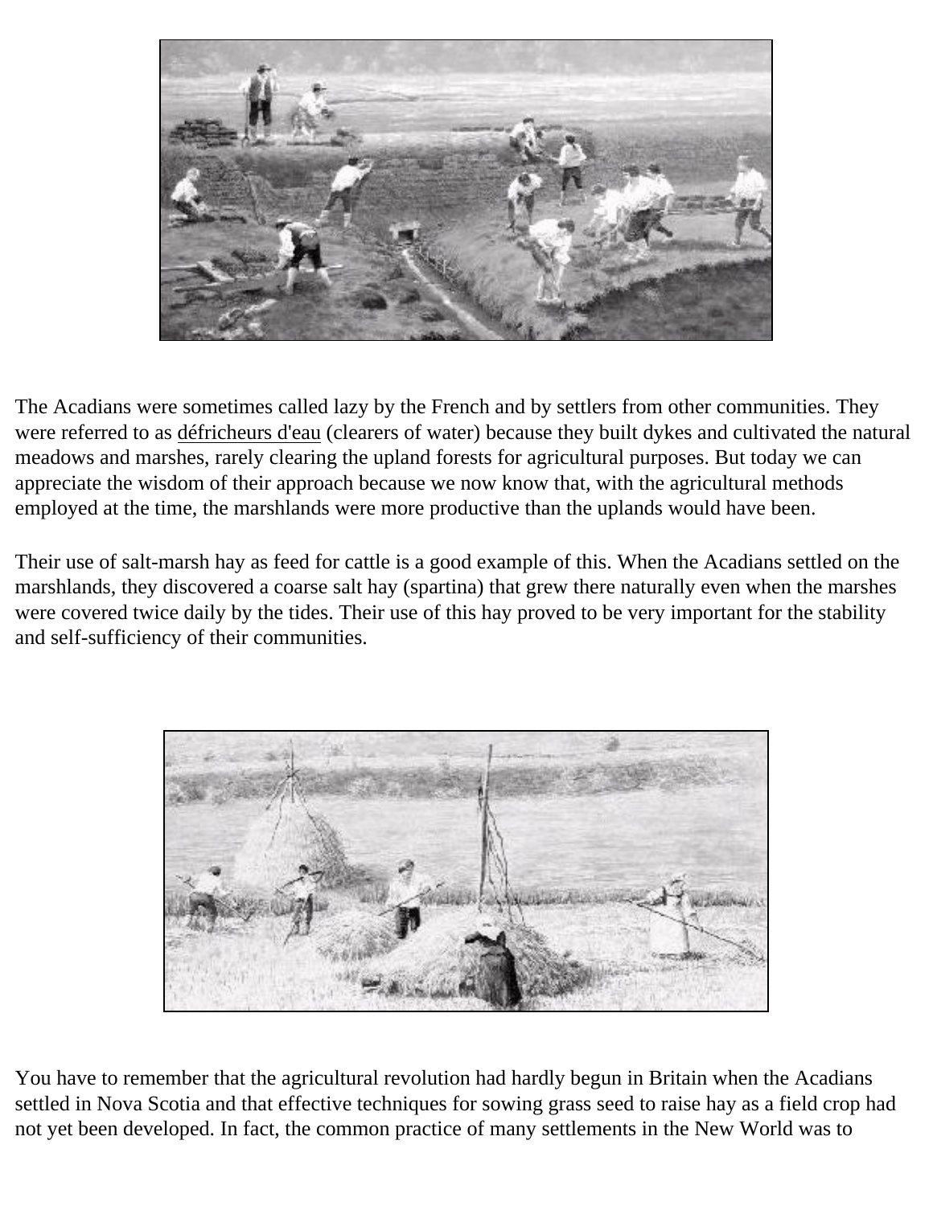The Acadians were sometimes called lazy by the French and by settlers from other communities. They were referred to as défricheurs d'eau (clearers of water) because they built dykes and cultivated the natural meadows and marshes, rarely clearing the upland forests for agricultural purposes. But today we can appreciate the wisdom of their approach because we now know that, with the agricultural methods employed at the time, the marshlands were more productive than the uplands would have been.

Their use of salt-marsh hay as feed for cattle is a good example of this. When the Acadians settled on the marshlands, they discovered a coarse salt hay (spartina) that grew there naturally even when the marshes were covered twice daily by the tides. Their use of this hay proved to be very important for the stability and self-sufficiency of their communities.

You have to remember that the agricultural revolution had hardly begun in Britain when the Acadians settled in Nova Scotia and that effective techniques for sowing grass seed to raise hay as a field crop had not yet been developed. In fact, the common practice of many settlements in the New World was to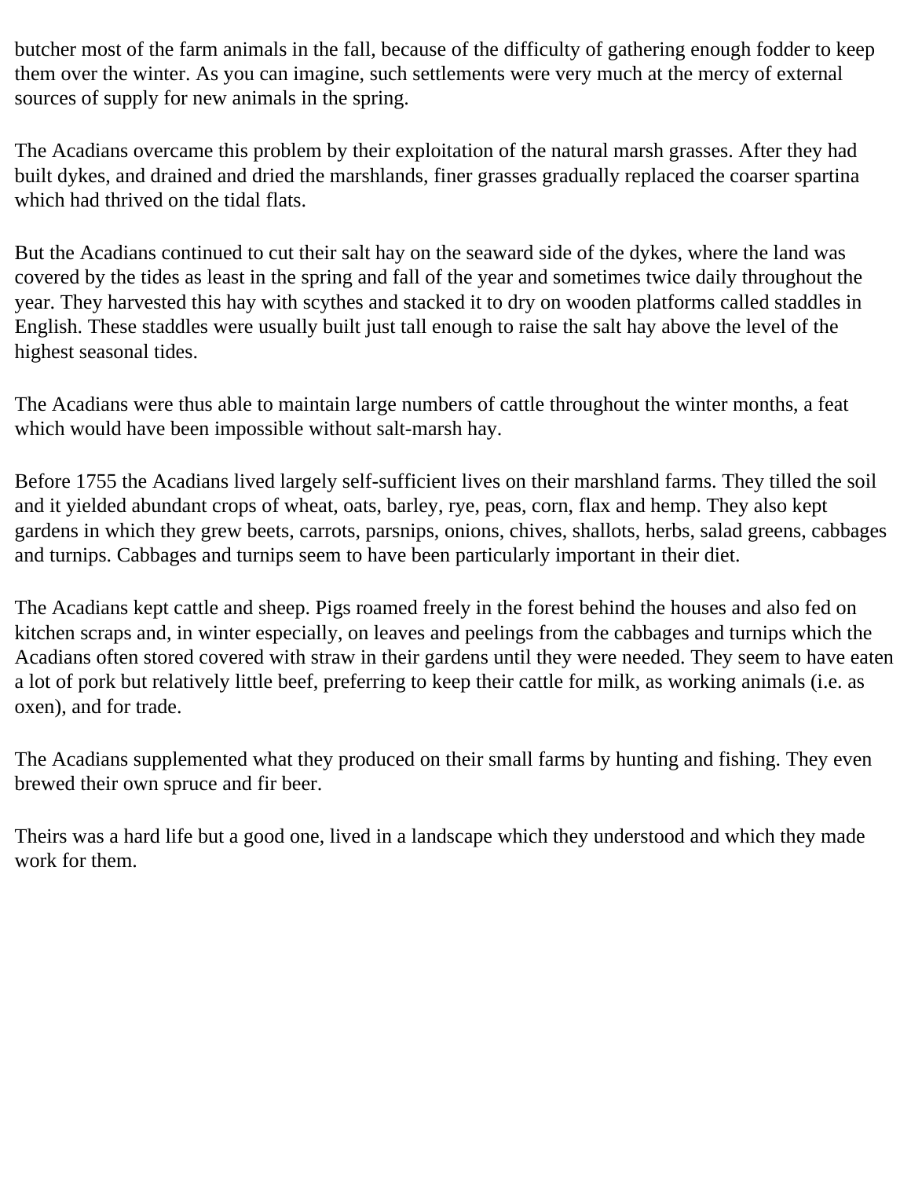butcher most of the farm animals in the fall, because of the difficulty of gathering enough fodder to keep them over the winter. As you can imagine, such settlements were very much at the mercy of external sources of supply for new animals in the spring.

The Acadians overcame this problem by their exploitation of the natural marsh grasses. After they had built dykes, and drained and dried the marshlands, finer grasses gradually replaced the coarser spartina which had thrived on the tidal flats.

But the Acadians continued to cut their salt hay on the seaward side of the dykes, where the land was covered by the tides as least in the spring and fall of the year and sometimes twice daily throughout the year. They harvested this hay with scythes and stacked it to dry on wooden platforms called staddles in English. These staddles were usually built just tall enough to raise the salt hay above the level of the highest seasonal tides.

The Acadians were thus able to maintain large numbers of cattle throughout the winter months, a feat which would have been impossible without salt-marsh hay.

Before 1755 the Acadians lived largely self-sufficient lives on their marshland farms. They tilled the soil and it yielded abundant crops of wheat, oats, barley, rye, peas, corn, flax and hemp. They also kept gardens in which they grew beets, carrots, parsnips, onions, chives, shallots, herbs, salad greens, cabbages and turnips. Cabbages and turnips seem to have been particularly important in their diet.

The Acadians kept cattle and sheep. Pigs roamed freely in the forest behind the houses and also fed on kitchen scraps and, in winter especially, on leaves and peelings from the cabbages and turnips which the Acadians often stored covered with straw in their gardens until they were needed. They seem to have eaten a lot of pork but relatively little beef, preferring to keep their cattle for milk, as working animals (i.e. as oxen), and for trade.

The Acadians supplemented what they produced on their small farms by hunting and fishing. They even brewed their own spruce and fir beer.

Theirs was a hard life but a good one, lived in a landscape which they understood and which they made work for them.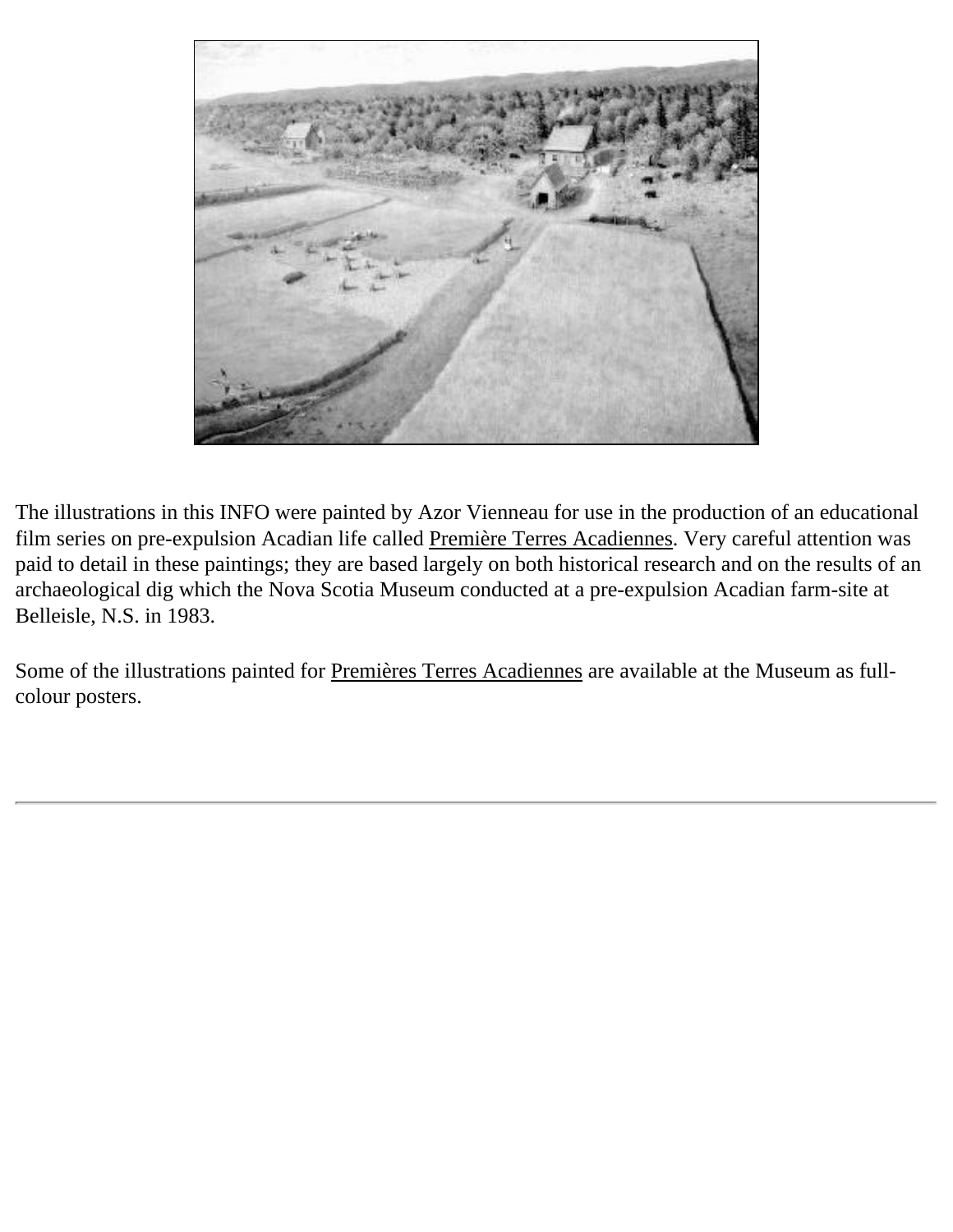The illustrations in this INFO were painted by Azor Vienneau for use in the production of an educational film series on pre-expulsion Acadian life called Première Terres Acadiennes. Very careful attention was paid to detail in these paintings; they are based largely on both historical research and on the results of an archaeological dig which the Nova Scotia Museum conducted at a pre-expulsion Acadian farm-site at Belleisle, N.S. in 1983.

Some of the illustrations painted for Premières Terres Acadiennes are available at the Museum as full-colour posters.